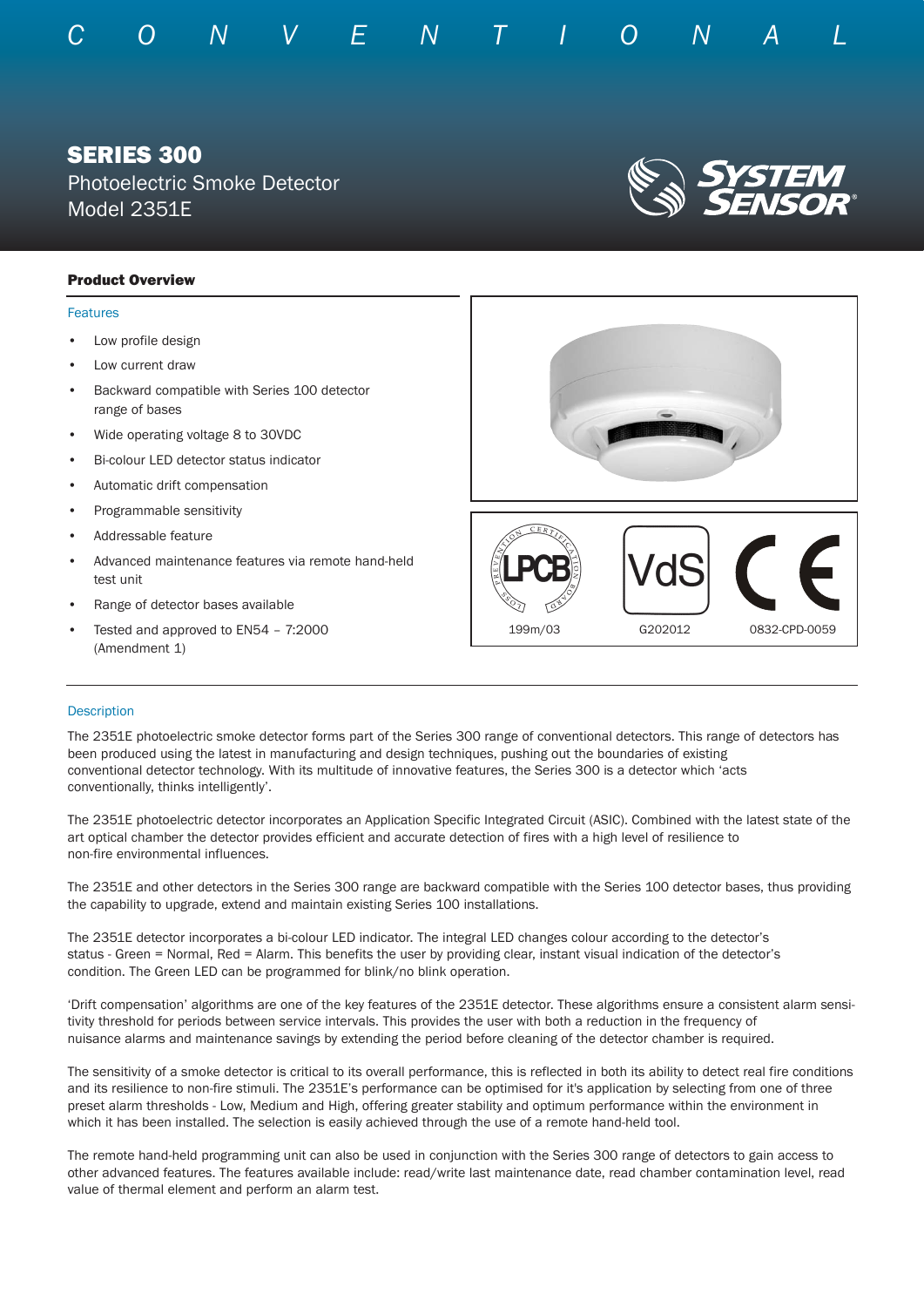C O N V E N T I O N A L

# SERIES 300

Photoelectric Smoke Detector
Model 2351E

SYSTEM SENSOR

## Product Overview

### Features

- Low profile design
- Low current draw
- Backward compatible with Series 100 detector range of bases
- Wide operating voltage 8 to 30VDC
- Bi-colour LED detector status indicator
- Automatic drift compensation
- Programmable sensitivity
- Addressable feature
- Advanced maintenance features via remote hand-held test unit
- Range of detector bases available
- Tested and approved to EN54 – 7:2000 (Amendment 1)

LPCB 199m/03 | VdS G202012 | CE 0832-CPD-0059

### Description

The 2351E photoelectric smoke detector forms part of the Series 300 range of conventional detectors. This range of detectors has been produced using the latest in manufacturing and design techniques, pushing out the boundaries of existing conventional detector technology. With its multitude of innovative features, the Series 300 is a detector which 'acts conventionally, thinks intelligently'.

The 2351E photoelectric detector incorporates an Application Specific Integrated Circuit (ASIC). Combined with the latest state of the art optical chamber the detector provides efficient and accurate detection of fires with a high level of resilience to non-fire environmental influences.

The 2351E and other detectors in the Series 300 range are backward compatible with the Series 100 detector bases, thus providing the capability to upgrade, extend and maintain existing Series 100 installations.

The 2351E detector incorporates a bi-colour LED indicator. The integral LED changes colour according to the detector's status - Green = Normal, Red = Alarm. This benefits the user by providing clear, instant visual indication of the detector's condition. The Green LED can be programmed for blink/no blink operation.

'Drift compensation' algorithms are one of the key features of the 2351E detector. These algorithms ensure a consistent alarm sensitivity threshold for periods between service intervals. This provides the user with both a reduction in the frequency of nuisance alarms and maintenance savings by extending the period before cleaning of the detector chamber is required.

The sensitivity of a smoke detector is critical to its overall performance, this is reflected in both its ability to detect real fire conditions and its resilience to non-fire stimuli. The 2351E's performance can be optimised for it's application by selecting from one of three preset alarm thresholds - Low, Medium and High, offering greater stability and optimum performance within the environment in which it has been installed. The selection is easily achieved through the use of a remote hand-held tool.

The remote hand-held programming unit can also be used in conjunction with the Series 300 range of detectors to gain access to other advanced features. The features available include: read/write last maintenance date, read chamber contamination level, read value of thermal element and perform an alarm test.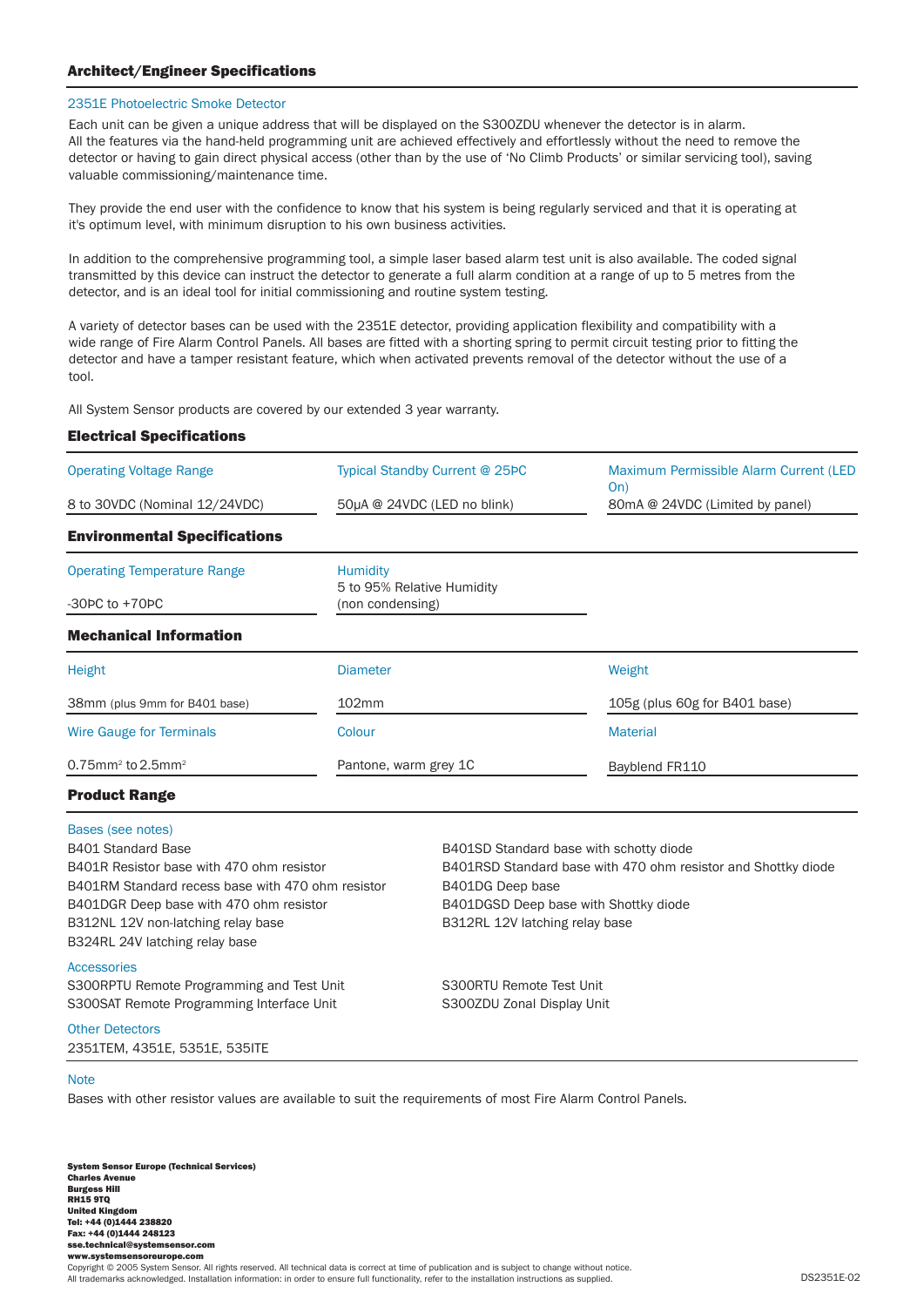## Architect/Engineer Specifications

2351E Photoelectric Smoke Detector

Each unit can be given a unique address that will be displayed on the S300ZDU whenever the detector is in alarm. All the features via the hand-held programming unit are achieved effectively and effortlessly without the need to remove the detector or having to gain direct physical access (other than by the use of 'No Climb Products' or similar servicing tool), saving valuable commissioning/maintenance time.

They provide the end user with the confidence to know that his system is being regularly serviced and that it is operating at it's optimum level, with minimum disruption to his own business activities.

In addition to the comprehensive programming tool, a simple laser based alarm test unit is also available. The coded signal transmitted by this device can instruct the detector to generate a full alarm condition at a range of up to 5 metres from the detector, and is an ideal tool for initial commissioning and routine system testing.

A variety of detector bases can be used with the 2351E detector, providing application flexibility and compatibility with a wide range of Fire Alarm Control Panels. All bases are fitted with a shorting spring to permit circuit testing prior to fitting the detector and have a tamper resistant feature, which when activated prevents removal of the detector without the use of a tool.

All System Sensor products are covered by our extended 3 year warranty.

## Electrical Specifications

| Operating Voltage Range | Typical Standby Current @ 25ÞC | Maximum Permissible Alarm Current (LED On) |
|---|---|---|
| 8 to 30VDC (Nominal 12/24VDC) | 50µA @ 24VDC (LED no blink) | 80mA @ 24VDC (Limited by panel) |

## Environmental Specifications

| Operating Temperature Range | Humidity |
|---|---|
| -30ÞC to +70ÞC | 5 to 95% Relative Humidity (non condensing) |

## Mechanical Information

| Height | Diameter | Weight |
|---|---|---|
| 38mm (plus 9mm for B401 base) | 102mm | 105g (plus 60g for B401 base) |
| **Wire Gauge for Terminals** | **Colour** | **Material** |
| 0.75mm² to 2.5mm² | Pantone, warm grey 1C | Bayblend FR110 |

## Product Range

Bases (see notes)

B401 Standard Base
B401R Resistor base with 470 ohm resistor
B401RM Standard recess base with 470 ohm resistor
B401DGR Deep base with 470 ohm resistor
B312NL 12V non-latching relay base
B324RL 24V latching relay base
B401SD Standard base with schotty diode
B401RSD Standard base with 470 ohm resistor and Shottky diode
B401DG Deep base
B401DGSD Deep base with Shottky diode
B312RL 12V latching relay base

Accessories

S300RPTU Remote Programming and Test Unit
S300SAT Remote Programming Interface Unit
S300RTU Remote Test Unit
S300ZDU Zonal Display Unit

Other Detectors

2351TEM, 4351E, 5351E, 535ITE

Note

Bases with other resistor values are available to suit the requirements of most Fire Alarm Control Panels.

**System Sensor Europe (Technical Services)**
**Charles Avenue**
**Burgess Hill**
**RH15 9TQ**
**United Kingdom**
**Tel: +44 (0)1444 238820**
**Fax: +44 (0)1444 248123**
**sse.technical@systemsensor.com**
**www.systemsensoreurope.com**

Copyright © 2005 System Sensor. All rights reserved. All technical data is correct at time of publication and is subject to change without notice.
All trademarks acknowledged. Installation information: in order to ensure full functionality, refer to the installation instructions as supplied.

DS2351E-02